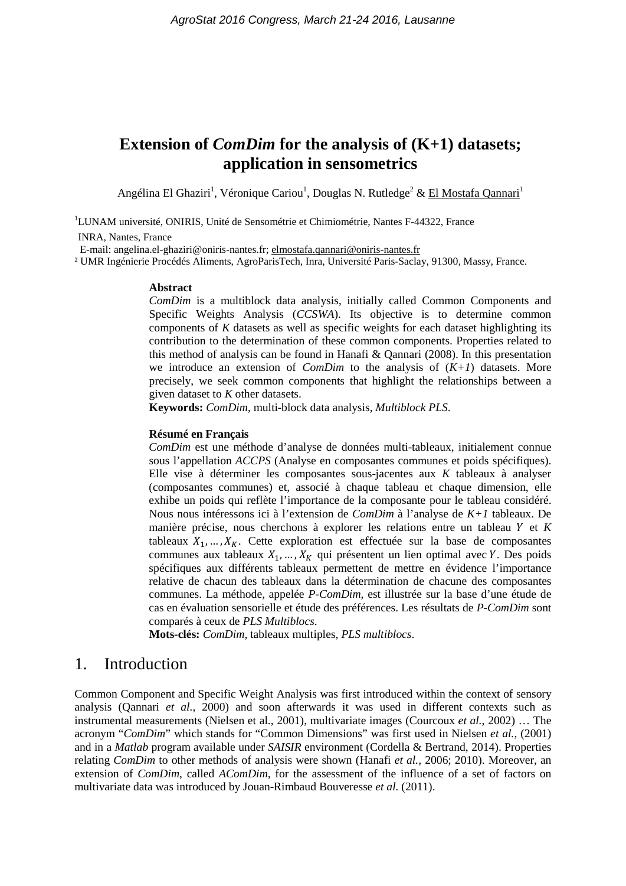# Extension of *ComDim* for the analysis of (K+1) datasets; application in sensometrics

Angélina El Ghaziri[1], Véronique Cariou[1], Douglas N. Rutledge[2] & El Mostafa Qannari[1]

[1]LUNAM université, ONIRIS, Unité de Sensométrie et Chimiométrie, Nantes F-44322, France
INRA, Nantes, France
E-mail: angelina.el-ghaziri@oniris-nantes.fr; elmostafa.qannari@oniris-nantes.fr
[2] UMR Ingénierie Procédés Aliments, AgroParisTech, Inra, Université Paris-Saclay, 91300, Massy, France.

**Abstract**

*ComDim* is a multiblock data analysis, initially called Common Components and Specific Weights Analysis (*CCSWA*). Its objective is to determine common components of *K* datasets as well as specific weights for each dataset highlighting its contribution to the determination of these common components. Properties related to this method of analysis can be found in Hanafi & Qannari (2008). In this presentation we introduce an extension of *ComDim* to the analysis of (*K+1*) datasets. More precisely, we seek common components that highlight the relationships between a given dataset to *K* other datasets.

**Keywords:** *ComDim*, multi-block data analysis, *Multiblock PLS*.

**Résumé en Français**

*ComDim* est une méthode d'analyse de données multi-tableaux, initialement connue sous l'appellation *ACCPS* (Analyse en composantes communes et poids spécifiques). Elle vise à déterminer les composantes sous-jacentes aux *K* tableaux à analyser (composantes communes) et, associé à chaque tableau et chaque dimension, elle exhibe un poids qui reflète l'importance de la composante pour le tableau considéré. Nous nous intéressons ici à l'extension de *ComDim* à l'analyse de *K+1* tableaux. De manière précise, nous cherchons à explorer les relations entre un tableau $Y$ et $K$ tableaux $X_1, \dots, X_K$. Cette exploration est effectuée sur la base de composantes communes aux tableaux $X_1, \dots, X_K$ qui présentent un lien optimal avec $Y$. Des poids spécifiques aux différents tableaux permettent de mettre en évidence l'importance relative de chacun des tableaux dans la détermination de chacune des composantes communes. La méthode, appelée *P-ComDim*, est illustrée sur la base d'une étude de cas en évaluation sensorielle et étude des préférences. Les résultats de *P-ComDim* sont comparés à ceux de *PLS Multiblocs*.

**Mots-clés:** *ComDim*, tableaux multiples, *PLS multiblocs*.

## 1. Introduction

Common Component and Specific Weight Analysis was first introduced within the context of sensory analysis (Qannari *et al.*, 2000) and soon afterwards it was used in different contexts such as instrumental measurements (Nielsen et al., 2001), multivariate images (Courcoux *et al.*, 2002) … The acronym "*ComDim*" which stands for "Common Dimensions" was first used in Nielsen *et al.*, (2001) and in a *Matlab* program available under *SAISIR* environment (Cordella & Bertrand, 2014). Properties relating *ComDim* to other methods of analysis were shown (Hanafi *et al.*, 2006; 2010). Moreover, an extension of *ComDim*, called *AComDim*, for the assessment of the influence of a set of factors on multivariate data was introduced by Jouan-Rimbaud Bouveresse *et al.* (2011).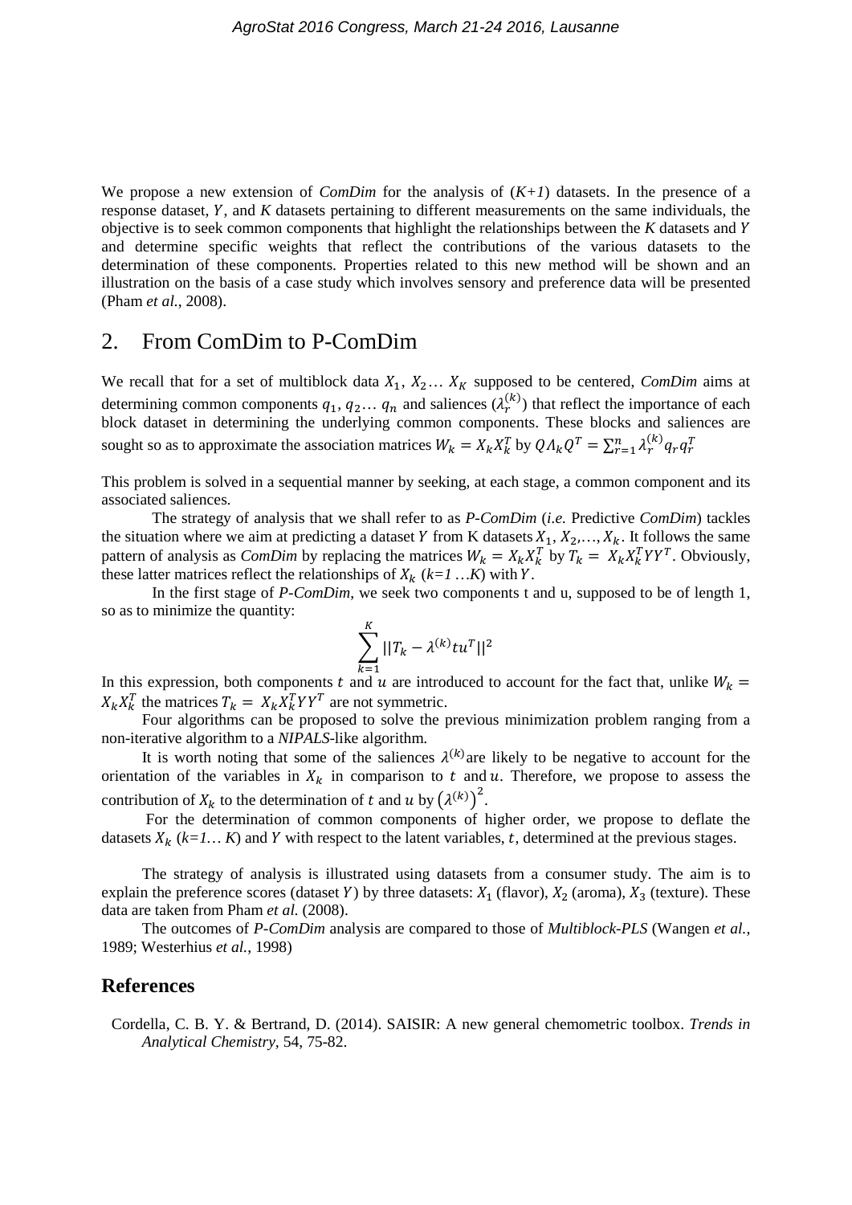We propose a new extension of *ComDim* for the analysis of (*K+1*) datasets. In the presence of a response dataset, $Y$, and *K* datasets pertaining to different measurements on the same individuals, the objective is to seek common components that highlight the relationships between the *K* datasets and $Y$ and determine specific weights that reflect the contributions of the various datasets to the determination of these components. Properties related to this new method will be shown and an illustration on the basis of a case study which involves sensory and preference data will be presented (Pham *et al.*, 2008).

## 2. From ComDim to P-ComDim

We recall that for a set of multiblock data $X_1$, $X_2$… $X_K$ supposed to be centered, *ComDim* aims at determining common components $q_1$, $q_2$… $q_n$ and saliences ($\lambda_r^{(k)}$) that reflect the importance of each block dataset in determining the underlying common components. These blocks and saliences are sought so as to approximate the association matrices $W_k = X_k X_k^T$ by $Q \Lambda_k Q^T = \sum_{r=1}^{n} \lambda_r^{(k)} q_r q_r^T$

This problem is solved in a sequential manner by seeking, at each stage, a common component and its associated saliences.

The strategy of analysis that we shall refer to as *P-ComDim* (*i.e.* Predictive *ComDim*) tackles the situation where we aim at predicting a dataset $Y$ from K datasets $X_1$, $X_2$,…, $X_k$. It follows the same pattern of analysis as *ComDim* by replacing the matrices $W_k = X_k X_k^T$ by $T_k = X_k X_k^T Y Y^T$. Obviously, these latter matrices reflect the relationships of $X_k$ (*k=1 …K*) with $Y$.

In the first stage of *P-ComDim*, we seek two components t and u, supposed to be of length 1, so as to minimize the quantity:

$$\sum_{k=1}^{K} ||T_k - \lambda^{(k)} t u^T||^2$$

In this expression, both components $t$ and $u$ are introduced to account for the fact that, unlike $W_k = X_k X_k^T$ the matrices $T_k = X_k X_k^T Y Y^T$ are not symmetric.

Four algorithms can be proposed to solve the previous minimization problem ranging from a non-iterative algorithm to a *NIPALS*-like algorithm.

It is worth noting that some of the saliences $\lambda^{(k)}$ are likely to be negative to account for the orientation of the variables in $X_k$ in comparison to $t$ and $u$. Therefore, we propose to assess the contribution of $X_k$ to the determination of $t$ and $u$ by $\left(\lambda^{(k)}\right)^2$.

For the determination of common components of higher order, we propose to deflate the datasets $X_k$ (*k=1… K*) and $Y$ with respect to the latent variables, $t$, determined at the previous stages.

The strategy of analysis is illustrated using datasets from a consumer study. The aim is to explain the preference scores (dataset $Y$) by three datasets: $X_1$ (flavor), $X_2$ (aroma), $X_3$ (texture). These data are taken from Pham *et al.* (2008).

The outcomes of *P-ComDim* analysis are compared to those of *Multiblock-PLS* (Wangen *et al.*, 1989; Westerhius *et al.*, 1998)

## References

Cordella, C. B. Y. & Bertrand, D. (2014). SAISIR: A new general chemometric toolbox. *Trends in Analytical Chemistry*, 54, 75-82.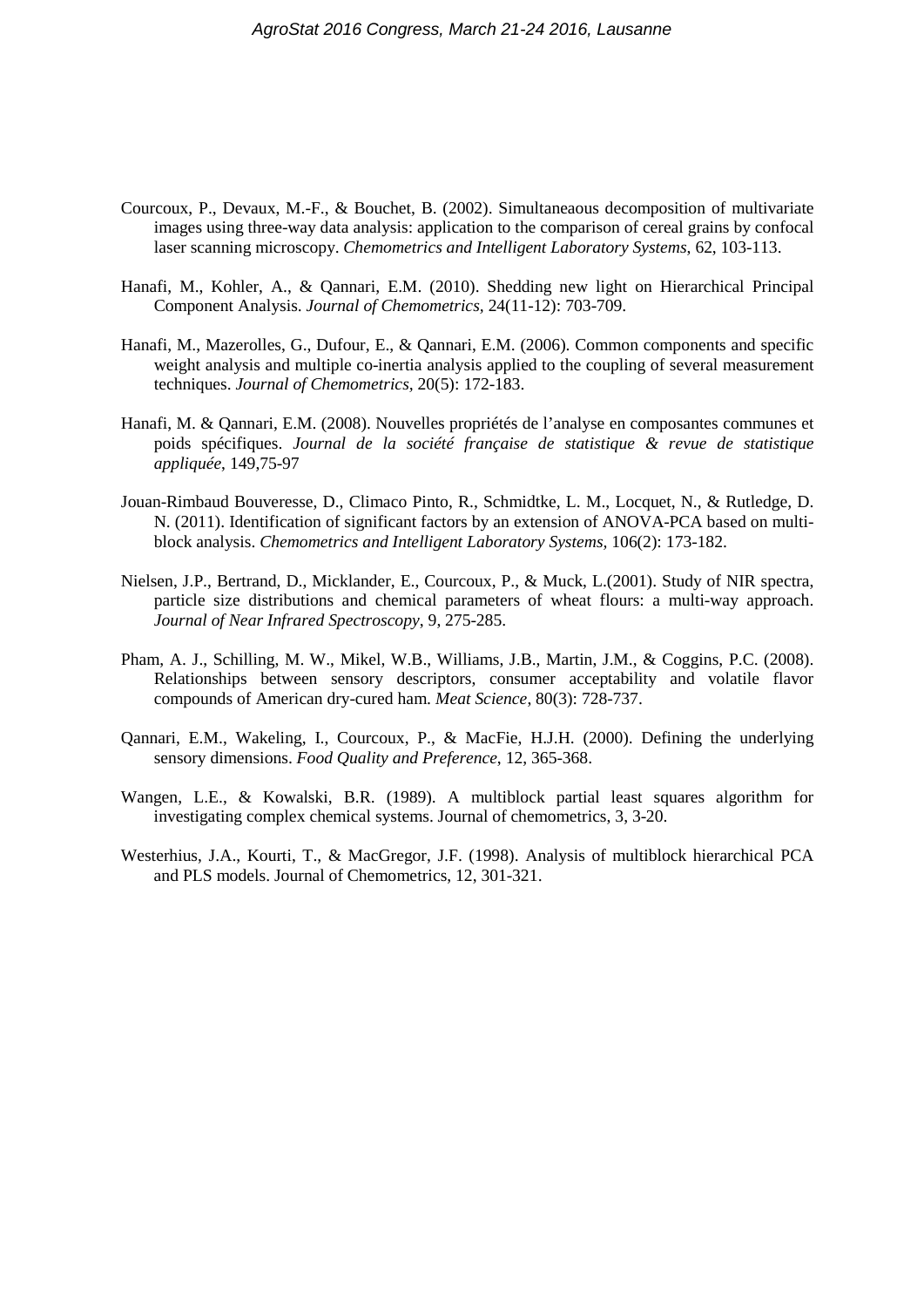Courcoux, P., Devaux, M.-F., & Bouchet, B. (2002). Simultaneaous decomposition of multivariate images using three-way data analysis: application to the comparison of cereal grains by confocal laser scanning microscopy. *Chemometrics and Intelligent Laboratory Systems*, 62, 103-113.

Hanafi, M., Kohler, A., & Qannari, E.M. (2010). Shedding new light on Hierarchical Principal Component Analysis. *Journal of Chemometrics*, 24(11-12): 703-709.

Hanafi, M., Mazerolles, G., Dufour, E., & Qannari, E.M. (2006). Common components and specific weight analysis and multiple co-inertia analysis applied to the coupling of several measurement techniques. *Journal of Chemometrics*, 20(5): 172-183.

Hanafi, M. & Qannari, E.M. (2008). Nouvelles propriétés de l'analyse en composantes communes et poids spécifiques. *Journal de la société française de statistique & revue de statistique appliquée*, 149,75-97

Jouan-Rimbaud Bouveresse, D., Climaco Pinto, R., Schmidtke, L. M., Locquet, N., & Rutledge, D. N. (2011). Identification of significant factors by an extension of ANOVA-PCA based on multi-block analysis. *Chemometrics and Intelligent Laboratory Systems*, 106(2): 173-182.

Nielsen, J.P., Bertrand, D., Micklander, E., Courcoux, P., & Muck, L.(2001). Study of NIR spectra, particle size distributions and chemical parameters of wheat flours: a multi-way approach. *Journal of Near Infrared Spectroscopy*, 9, 275-285.

Pham, A. J., Schilling, M. W., Mikel, W.B., Williams, J.B., Martin, J.M., & Coggins, P.C. (2008). Relationships between sensory descriptors, consumer acceptability and volatile flavor compounds of American dry-cured ham. *Meat Science*, 80(3): 728-737.

Qannari, E.M., Wakeling, I., Courcoux, P., & MacFie, H.J.H. (2000). Defining the underlying sensory dimensions. *Food Quality and Preference*, 12, 365-368.

Wangen, L.E., & Kowalski, B.R. (1989). A multiblock partial least squares algorithm for investigating complex chemical systems. Journal of chemometrics, 3, 3-20.

Westerhius, J.A., Kourti, T., & MacGregor, J.F. (1998). Analysis of multiblock hierarchical PCA and PLS models. Journal of Chemometrics, 12, 301-321.